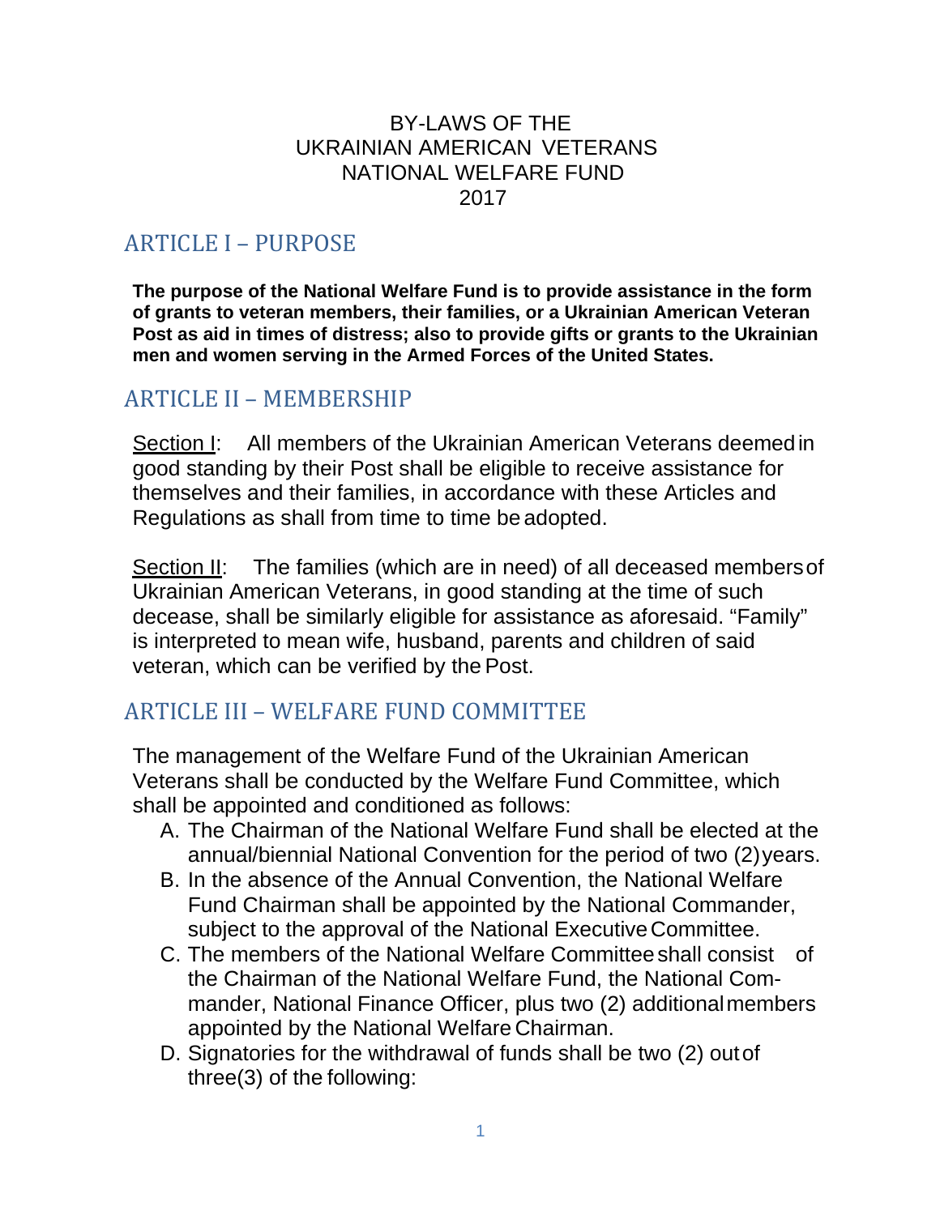# BY-LAWS OF THE UKRAINIAN AMERICAN VETERANS NATIONAL WELFARE FUND 2017

## ARTICLE I – PURPOSE

**The purpose of the National Welfare Fund is to provide assistance in the form of grants to veteran members, their families, or a Ukrainian American Veteran Post as aid in times of distress; also to provide gifts or grants to the Ukrainian men and women serving in the Armed Forces of the United States.**

## ARTICLE II – MEMBERSHIP

Section I: All members of the Ukrainian American Veterans deemed in good standing by their Post shall be eligible to receive assistance for themselves and their families, in accordance with these Articles and Regulations as shall from time to time be adopted.

Section II: The families (which are in need) of all deceased members of Ukrainian American Veterans, in good standing at the time of such decease, shall be similarly eligible for assistance as aforesaid. "Family" is interpreted to mean wife, husband, parents and children of said veteran, which can be verified by the Post.

## ARTICLE III – WELFARE FUND COMMITTEE

The management of the Welfare Fund of the Ukrainian American Veterans shall be conducted by the Welfare Fund Committee, which shall be appointed and conditioned as follows:

A. The Chairman of the National Welfare Fund shall be elected at the annual/biennial National Convention for the period of two (2) years.

B. In the absence of the Annual Convention, the National Welfare Fund Chairman shall be appointed by the National Commander, subject to the approval of the National Executive Committee.

C. The members of the National Welfare Committee shall consist of the Chairman of the National Welfare Fund, the National Commander, National Finance Officer, plus two (2) additional members appointed by the National Welfare Chairman.

D. Signatories for the withdrawal of funds shall be two (2) out of three(3) of the following: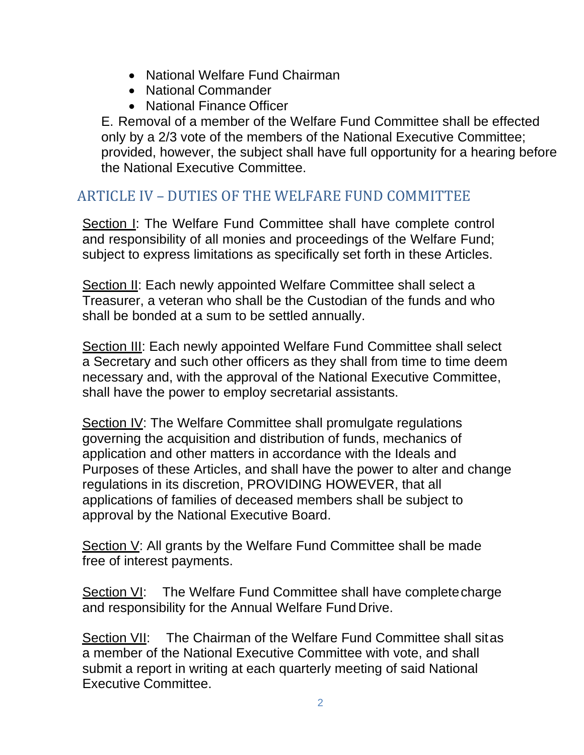- National Welfare Fund Chairman
- National Commander
- National Finance Officer

E. Removal of a member of the Welfare Fund Committee shall be effected only by a 2/3 vote of the members of the National Executive Committee; provided, however, the subject shall have full opportunity for a hearing before the National Executive Committee.

## ARTICLE IV – DUTIES OF THE WELFARE FUND COMMITTEE

Section I: The Welfare Fund Committee shall have complete control and responsibility of all monies and proceedings of the Welfare Fund; subject to express limitations as specifically set forth in these Articles.

Section II: Each newly appointed Welfare Committee shall select a Treasurer, a veteran who shall be the Custodian of the funds and who shall be bonded at a sum to be settled annually.

Section III: Each newly appointed Welfare Fund Committee shall select a Secretary and such other officers as they shall from time to time deem necessary and, with the approval of the National Executive Committee, shall have the power to employ secretarial assistants.

Section IV: The Welfare Committee shall promulgate regulations governing the acquisition and distribution of funds, mechanics of application and other matters in accordance with the Ideals and Purposes of these Articles, and shall have the power to alter and change regulations in its discretion, PROVIDING HOWEVER, that all applications of families of deceased members shall be subject to approval by the National Executive Board.

Section V: All grants by the Welfare Fund Committee shall be made free of interest payments.

Section VI: The Welfare Fund Committee shall have complete charge and responsibility for the Annual Welfare Fund Drive.

Section VII: The Chairman of the Welfare Fund Committee shall sit as a member of the National Executive Committee with vote, and shall submit a report in writing at each quarterly meeting of said National Executive Committee.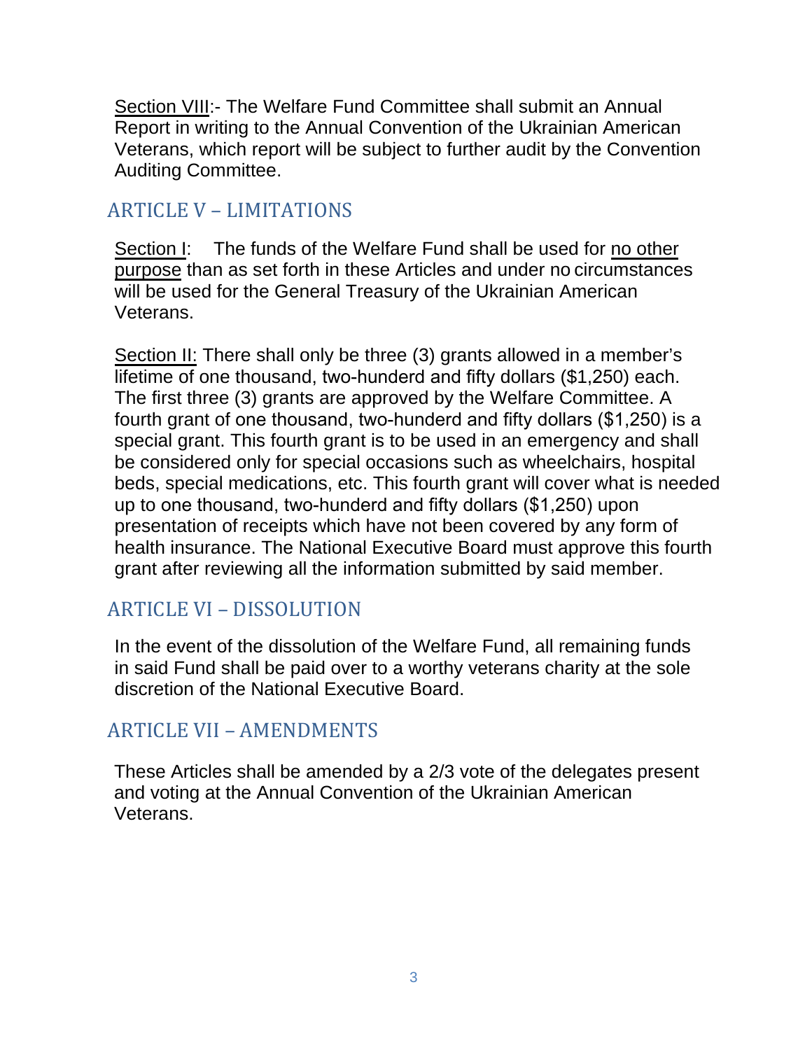Section VIII:- The Welfare Fund Committee shall submit an Annual Report in writing to the Annual Convention of the Ukrainian American Veterans, which report will be subject to further audit by the Convention Auditing Committee.

## ARTICLE V – LIMITATIONS

Section I: The funds of the Welfare Fund shall be used for no other purpose than as set forth in these Articles and under no circumstances will be used for the General Treasury of the Ukrainian American Veterans.

Section II: There shall only be three (3) grants allowed in a member's lifetime of one thousand, two-hunderd and fifty dollars ($1,250) each. The first three (3) grants are approved by the Welfare Committee. A fourth grant of one thousand, two-hunderd and fifty dollars ($1,250) is a special grant. This fourth grant is to be used in an emergency and shall be considered only for special occasions such as wheelchairs, hospital beds, special medications, etc. This fourth grant will cover what is needed up to one thousand, two-hunderd and fifty dollars ($1,250) upon presentation of receipts which have not been covered by any form of health insurance. The National Executive Board must approve this fourth grant after reviewing all the information submitted by said member.

## ARTICLE VI – DISSOLUTION

In the event of the dissolution of the Welfare Fund, all remaining funds in said Fund shall be paid over to a worthy veterans charity at the sole discretion of the National Executive Board.

## ARTICLE VII – AMENDMENTS

These Articles shall be amended by a 2/3 vote of the delegates present and voting at the Annual Convention of the Ukrainian American Veterans.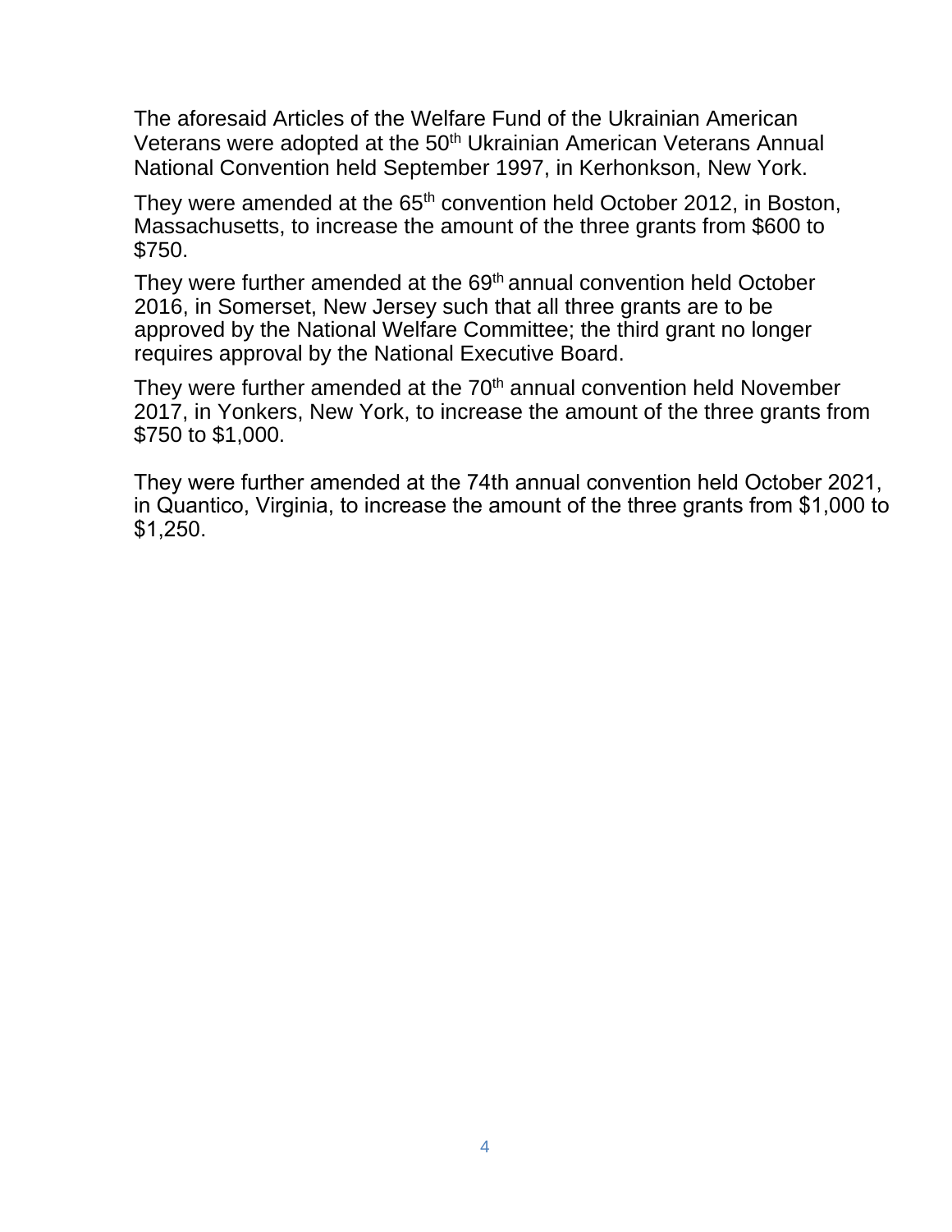The aforesaid Articles of the Welfare Fund of the Ukrainian American Veterans were adopted at the 50th Ukrainian American Veterans Annual National Convention held September 1997, in Kerhonkson, New York.

They were amended at the 65th convention held October 2012, in Boston, Massachusetts, to increase the amount of the three grants from $600 to $750.

They were further amended at the 69th annual convention held October 2016, in Somerset, New Jersey such that all three grants are to be approved by the National Welfare Committee; the third grant no longer requires approval by the National Executive Board.

They were further amended at the 70th annual convention held November 2017, in Yonkers, New York, to increase the amount of the three grants from $750 to $1,000.

They were further amended at the 74th annual convention held October 2021, in Quantico, Virginia, to increase the amount of the three grants from $1,000 to $1,250.